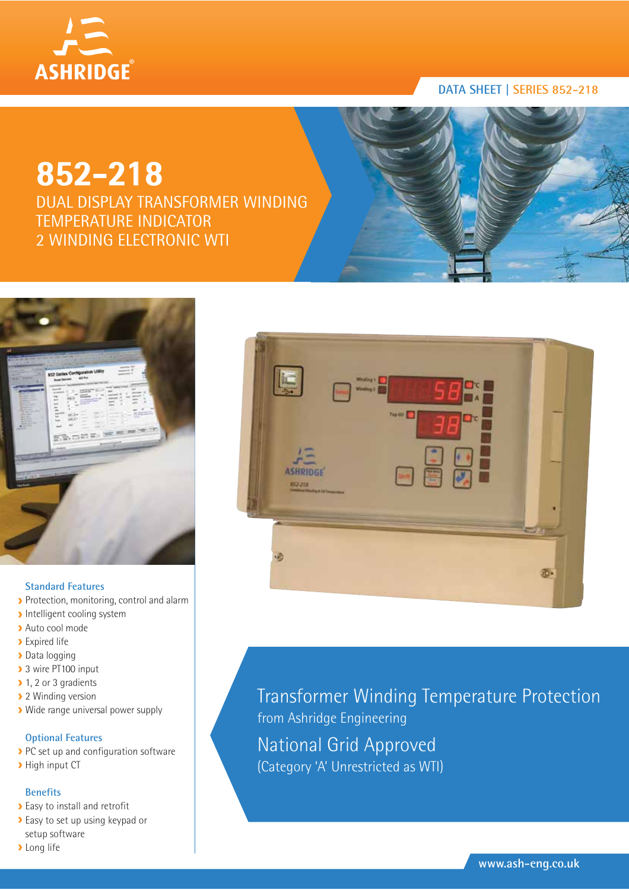ASHRIDGE®

DATA SHEET | SERIES 852-218

# 852-218

## DUAL DISPLAY TRANSFORMER WINDING TEMPERATURE INDICATOR 2 WINDING ELECTRONIC WTI

### Standard Features

- Protection, monitoring, control and alarm
- Intelligent cooling system
- Auto cool mode
- Expired life
- Data logging
- 3 wire PT100 input
- 1, 2 or 3 gradients
- 2 Winding version
- Wide range universal power supply

### Optional Features

- PC set up and configuration software
- High input CT

### Benefits

- Easy to install and retrofit
- Easy to set up using keypad or setup software
- Long life

## Transformer Winding Temperature Protection

from Ashridge Engineering

## National Grid Approved

(Category 'A' Unrestricted as WTI)

www.ash-eng.co.uk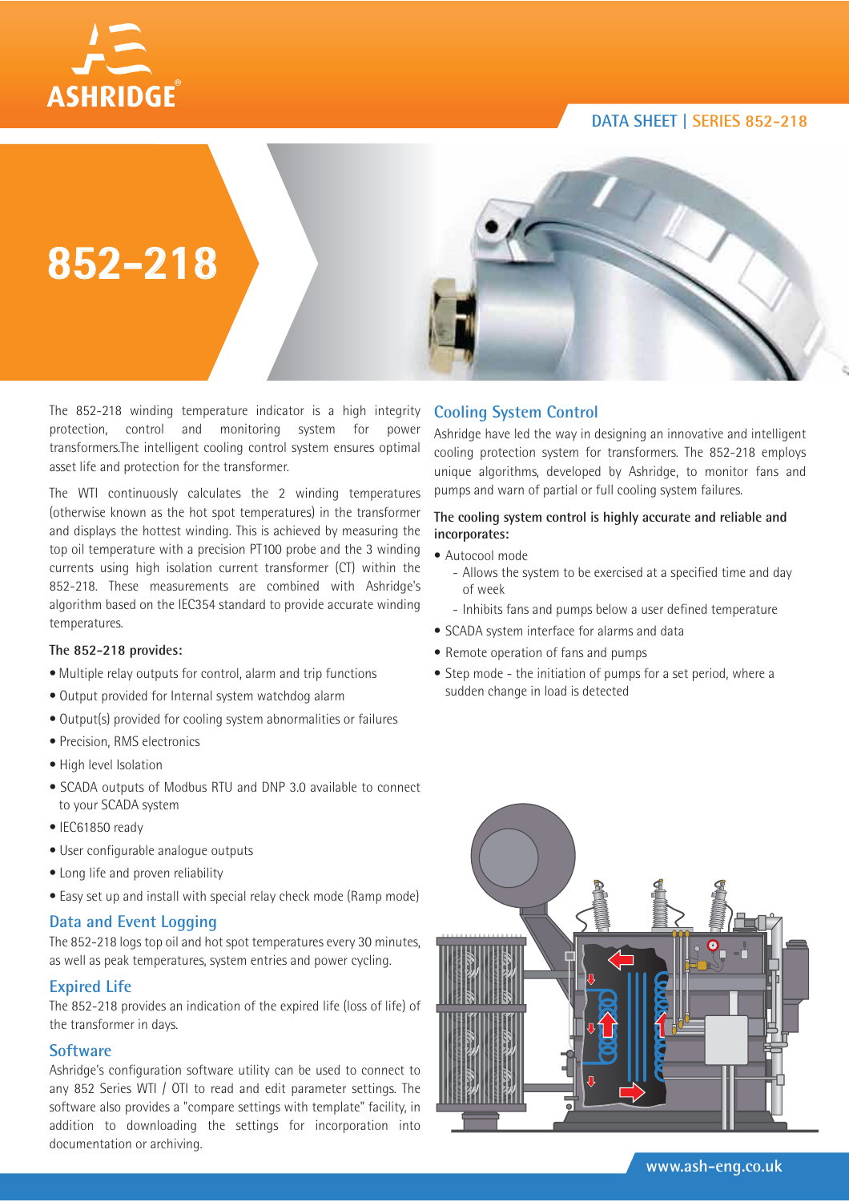# 852-218

DATA SHEET | SERIES 852-218

The 852-218 winding temperature indicator is a high integrity protection, control and monitoring system for power transformers.The intelligent cooling control system ensures optimal asset life and protection for the transformer.

The WTI continuously calculates the 2 winding temperatures (otherwise known as the hot spot temperatures) in the transformer and displays the hottest winding. This is achieved by measuring the top oil temperature with a precision PT100 probe and the 3 winding currents using high isolation current transformer (CT) within the 852-218. These measurements are combined with Ashridge's algorithm based on the IEC354 standard to provide accurate winding temperatures.

**The 852-218 provides:**

- Multiple relay outputs for control, alarm and trip functions
- Output provided for Internal system watchdog alarm
- Output(s) provided for cooling system abnormalities or failures
- Precision, RMS electronics
- High level Isolation
- SCADA outputs of Modbus RTU and DNP 3.0 available to connect to your SCADA system
- IEC61850 ready
- User configurable analogue outputs
- Long life and proven reliability
- Easy set up and install with special relay check mode (Ramp mode)

## Data and Event Logging

The 852-218 logs top oil and hot spot temperatures every 30 minutes, as well as peak temperatures, system entries and power cycling.

## Expired Life

The 852-218 provides an indication of the expired life (loss of life) of the transformer in days.

## Software

Ashridge's configuration software utility can be used to connect to any 852 Series WTI / OTI to read and edit parameter settings. The software also provides a "compare settings with template" facility, in addition to downloading the settings for incorporation into documentation or archiving.

## Cooling System Control

Ashridge have led the way in designing an innovative and intelligent cooling protection system for transformers. The 852-218 employs unique algorithms, developed by Ashridge, to monitor fans and pumps and warn of partial or full cooling system failures.

**The cooling system control is highly accurate and reliable and incorporates:**

- Autocool mode
  - Allows the system to be exercised at a specified time and day of week
  - Inhibits fans and pumps below a user defined temperature
- SCADA system interface for alarms and data
- Remote operation of fans and pumps
- Step mode - the initiation of pumps for a set period, where a sudden change in load is detected

www.ash-eng.co.uk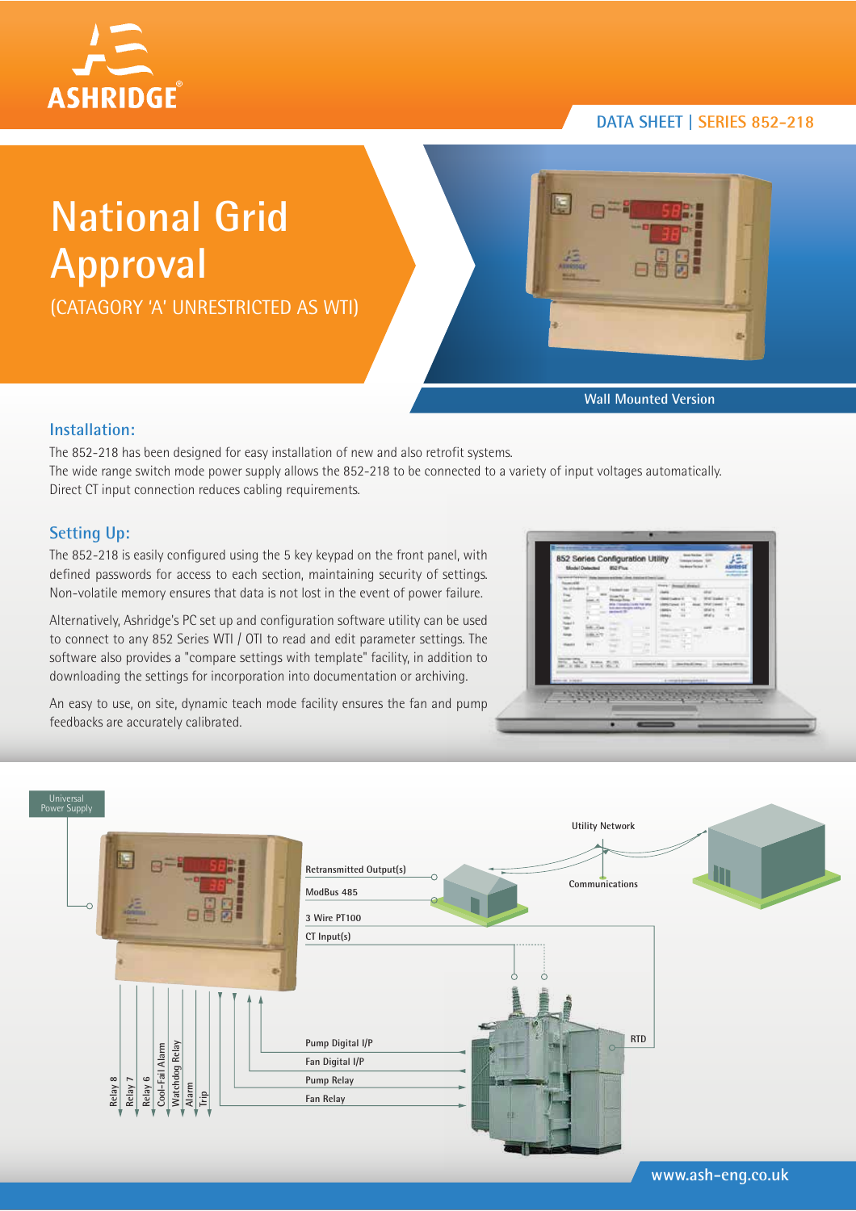DATA SHEET | SERIES 852-218

# National Grid Approval

(CATAGORY 'A' UNRESTRICTED AS WTI)

Wall Mounted Version

## Installation:

The 852-218 has been designed for easy installation of new and also retrofit systems.
The wide range switch mode power supply allows the 852-218 to be connected to a variety of input voltages automatically.
Direct CT input connection reduces cabling requirements.

## Setting Up:

The 852-218 is easily configured using the 5 key keypad on the front panel, with defined passwords for access to each section, maintaining security of settings. Non-volatile memory ensures that data is not lost in the event of power failure.

Alternatively, Ashridge's PC set up and configuration software utility can be used to connect to any 852 Series WTI / OTI to read and edit parameter settings. The software also provides a "compare settings with template" facility, in addition to downloading the settings for incorporation into documentation or archiving.

An easy to use, on site, dynamic teach mode facility ensures the fan and pump feedbacks are accurately calibrated.

Universal Power Supply

Utility Network

Retransmitted Output(s)

ModBus 485

Communications

3 Wire PT100

CT Input(s)

RTD

Pump Digital I/P

Fan Digital I/P

Pump Relay

Fan Relay

Relay 8, Relay 7, Relay 6, Cool-Fail Alarm, Watchdog Relay, Alarm, Trip

www.ash-eng.co.uk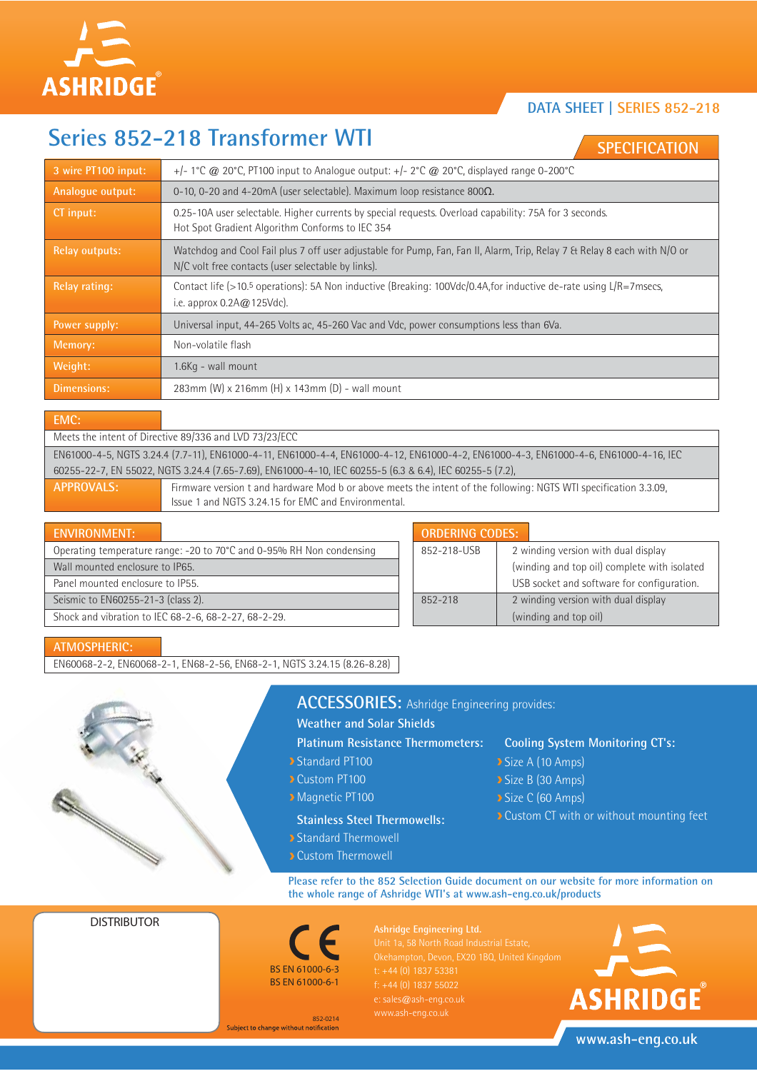DATA SHEET | SERIES 852-218

# Series 852-218 Transformer WTI

## SPECIFICATION

| | |
|---|---|
| 3 wire PT100 input: | +/- 1°C @ 20°C, PT100 input to Analogue output: +/- 2°C @ 20°C, displayed range 0-200°C |
| Analogue output: | 0-10, 0-20 and 4-20mA (user selectable). Maximum loop resistance 800Ω. |
| CT input: | 0.25-10A user selectable. Higher currents by special requests. Overload capability: 75A for 3 seconds. Hot Spot Gradient Algorithm Conforms to IEC 354 |
| Relay outputs: | Watchdog and Cool Fail plus 7 off user adjustable for Pump, Fan, Fan II, Alarm, Trip, Relay 7 & Relay 8 each with N/O or N/C volt free contacts (user selectable by links). |
| Relay rating: | Contact life (>$10^5$ operations): 5A Non inductive (Breaking: 100Vdc/0.4A,for inductive de-rate using L/R=7msecs, i.e. approx 0.2A@125Vdc). |
| Power supply: | Universal input, 44-265 Volts ac, 45-260 Vac and Vdc, power consumptions less than 6Va. |
| Memory: | Non-volatile flash |
| Weight: | 1.6Kg - wall mount |
| Dimensions: | 283mm (W) x 216mm (H) x 143mm (D) - wall mount |

## EMC:

Meets the intent of Directive 89/336 and LVD 73/23/ECC

EN61000-4-5, NGTS 3.24.4 (7.7-11), EN61000-4-11, EN61000-4-4, EN61000-4-12, EN61000-4-2, EN61000-4-3, EN61000-4-6, EN61000-4-16, IEC 60255-22-7, EN 55022, NGTS 3.24.4 (7.65-7.69), EN61000-4-10, IEC 60255-5 (6.3 & 6.4), IEC 60255-5 (7.2),

**APPROVALS:** Firmware version t and hardware Mod b or above meets the intent of the following: NGTS WTI specification 3.3.09, Issue 1 and NGTS 3.24.15 for EMC and Environmental.

## ENVIRONMENT:

- Operating temperature range: -20 to 70°C and 0-95% RH Non condensing
- Wall mounted enclosure to IP65.
- Panel mounted enclosure to IP55.
- Seismic to EN60255-21-3 (class 2).
- Shock and vibration to IEC 68-2-6, 68-2-27, 68-2-29.

## ORDERING CODES:

| | |
|---|---|
| 852-218-USB | 2 winding version with dual display (winding and top oil) complete with isolated USB socket and software for configuration. |
| 852-218 | 2 winding version with dual display (winding and top oil) |

## ATMOSPHERIC:

EN60068-2-2, EN60068-2-1, EN68-2-56, EN68-2-1, NGTS 3.24.15 (8.26-8.28)

## ACCESSORIES: Ashridge Engineering provides:

**Weather and Solar Shields**

**Platinum Resistance Thermometers:**
- Standard PT100
- Custom PT100
- Magnetic PT100

**Stainless Steel Thermowells:**
- Standard Thermowell
- Custom Thermowell

**Cooling System Monitoring CT's:**
- Size A (10 Amps)
- Size B (30 Amps)
- Size C (60 Amps)
- Custom CT with or without mounting feet

**Please refer to the 852 Selection Guide document on our website for more information on the whole range of Ashridge WTI's at www.ash-eng.co.uk/products**

DISTRIBUTOR

BS EN 61000-6-3
BS EN 61000-6-1

852-0214
Subject to change without notification

Ashridge Engineering Ltd.
Unit 1a, 58 North Road Industrial Estate,
Okehampton, Devon, EX20 1BQ, United Kingdom
t: +44 (0) 1837 53381
f: +44 (0) 1837 55022
e: sales@ash-eng.co.uk
www.ash-eng.co.uk

www.ash-eng.co.uk